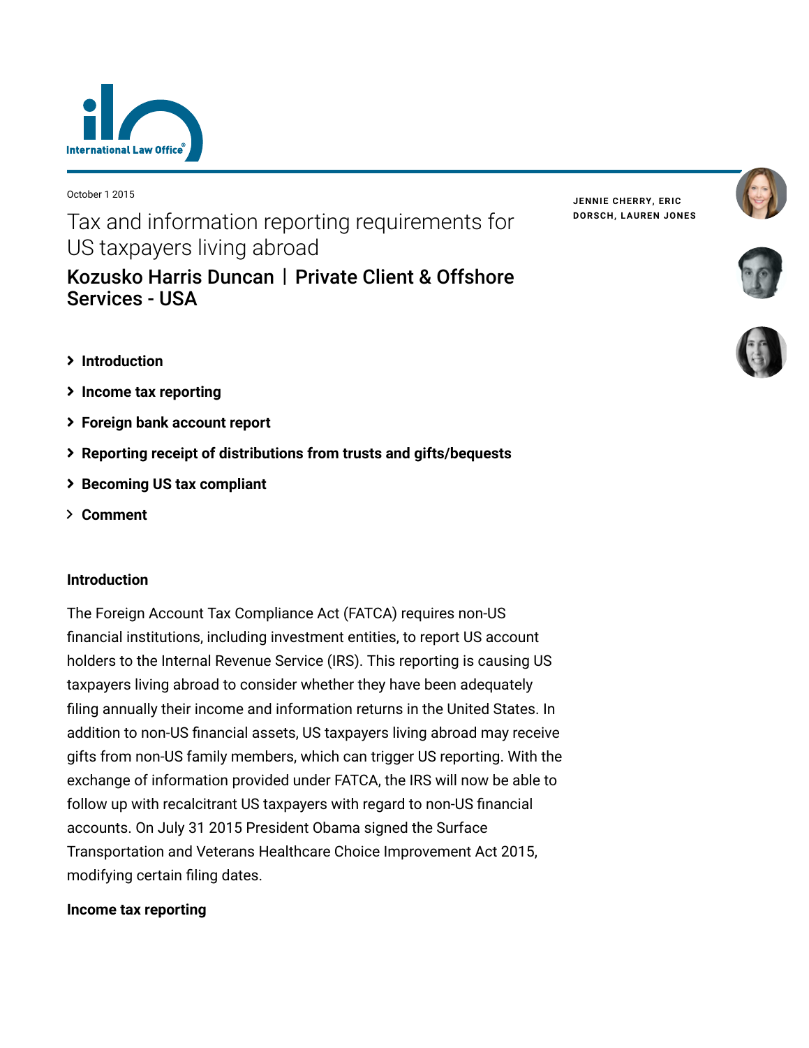October 1 2015

# Tax and information reporting requirements for US taxpayers living abroad

## Kozusko Harris Duncan | Private Client & Offshore Services - USA

JENNIE CHERRY, ERIC DORSCH, LAUREN JONES

- Introduction
- Income tax reporting
- Foreign bank account report
- Reporting receipt of distributions from trusts and gifts/bequests
- Becoming US tax compliant
- Comment

### Introduction

The Foreign Account Tax Compliance Act (FATCA) requires non-US financial institutions, including investment entities, to report US account holders to the Internal Revenue Service (IRS). This reporting is causing US taxpayers living abroad to consider whether they have been adequately filing annually their income and information returns in the United States. In addition to non-US financial assets, US taxpayers living abroad may receive gifts from non-US family members, which can trigger US reporting. With the exchange of information provided under FATCA, the IRS will now be able to follow up with recalcitrant US taxpayers with regard to non-US financial accounts. On July 31 2015 President Obama signed the Surface Transportation and Veterans Healthcare Choice Improvement Act 2015, modifying certain filing dates.

### Income tax reporting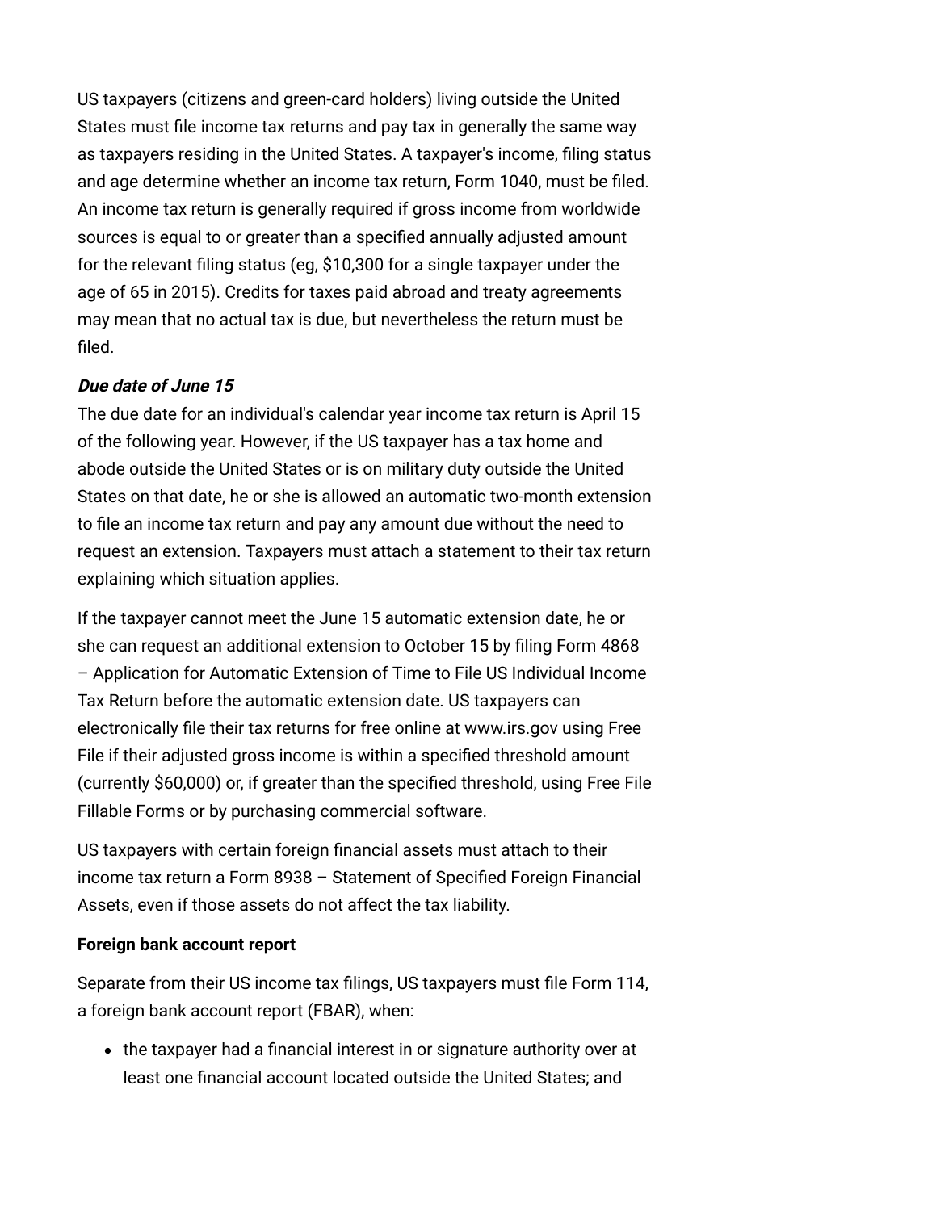US taxpayers (citizens and green-card holders) living outside the United States must file income tax returns and pay tax in generally the same way as taxpayers residing in the United States. A taxpayer's income, filing status and age determine whether an income tax return, Form 1040, must be filed. An income tax return is generally required if gross income from worldwide sources is equal to or greater than a specified annually adjusted amount for the relevant filing status (eg, $10,300 for a single taxpayer under the age of 65 in 2015). Credits for taxes paid abroad and treaty agreements may mean that no actual tax is due, but nevertheless the return must be filed.

***Due date of June 15***

The due date for an individual's calendar year income tax return is April 15 of the following year. However, if the US taxpayer has a tax home and abode outside the United States or is on military duty outside the United States on that date, he or she is allowed an automatic two-month extension to file an income tax return and pay any amount due without the need to request an extension. Taxpayers must attach a statement to their tax return explaining which situation applies.

If the taxpayer cannot meet the June 15 automatic extension date, he or she can request an additional extension to October 15 by filing Form 4868 – Application for Automatic Extension of Time to File US Individual Income Tax Return before the automatic extension date. US taxpayers can electronically file their tax returns for free online at www.irs.gov using Free File if their adjusted gross income is within a specified threshold amount (currently $60,000) or, if greater than the specified threshold, using Free File Fillable Forms or by purchasing commercial software.

US taxpayers with certain foreign financial assets must attach to their income tax return a Form 8938 – Statement of Specified Foreign Financial Assets, even if those assets do not affect the tax liability.

**Foreign bank account report**

Separate from their US income tax filings, US taxpayers must file Form 114, a foreign bank account report (FBAR), when:

- the taxpayer had a financial interest in or signature authority over at least one financial account located outside the United States; and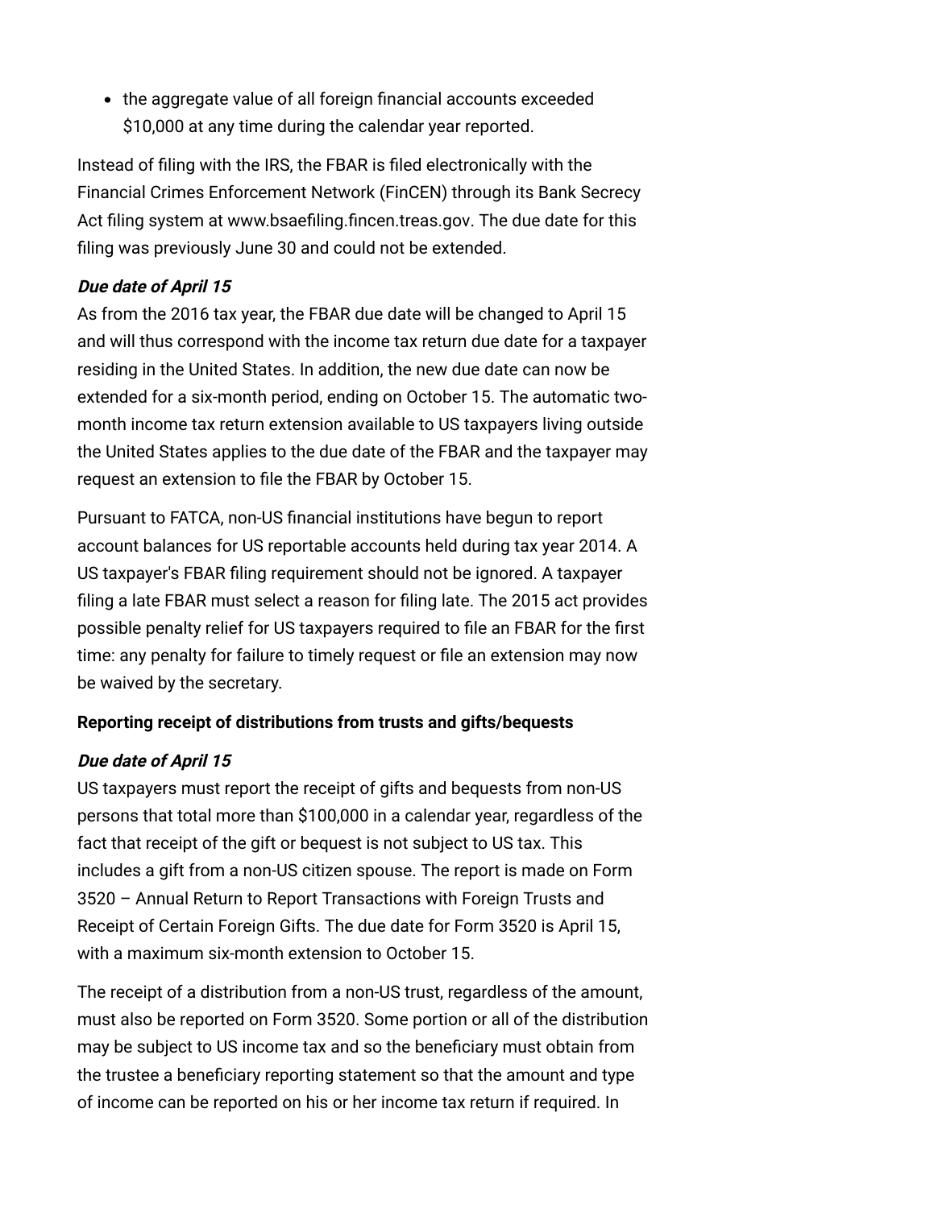- the aggregate value of all foreign financial accounts exceeded $10,000 at any time during the calendar year reported.

Instead of filing with the IRS, the FBAR is filed electronically with the Financial Crimes Enforcement Network (FinCEN) through its Bank Secrecy Act filing system at www.bsaefiling.fincen.treas.gov. The due date for this filing was previously June 30 and could not be extended.

***Due date of April 15***

As from the 2016 tax year, the FBAR due date will be changed to April 15 and will thus correspond with the income tax return due date for a taxpayer residing in the United States. In addition, the new due date can now be extended for a six-month period, ending on October 15. The automatic two-month income tax return extension available to US taxpayers living outside the United States applies to the due date of the FBAR and the taxpayer may request an extension to file the FBAR by October 15.

Pursuant to FATCA, non-US financial institutions have begun to report account balances for US reportable accounts held during tax year 2014. A US taxpayer's FBAR filing requirement should not be ignored. A taxpayer filing a late FBAR must select a reason for filing late. The 2015 act provides possible penalty relief for US taxpayers required to file an FBAR for the first time: any penalty for failure to timely request or file an extension may now be waived by the secretary.

**Reporting receipt of distributions from trusts and gifts/bequests**

***Due date of April 15***

US taxpayers must report the receipt of gifts and bequests from non-US persons that total more than $100,000 in a calendar year, regardless of the fact that receipt of the gift or bequest is not subject to US tax. This includes a gift from a non-US citizen spouse. The report is made on Form 3520 – Annual Return to Report Transactions with Foreign Trusts and Receipt of Certain Foreign Gifts. The due date for Form 3520 is April 15, with a maximum six-month extension to October 15.

The receipt of a distribution from a non-US trust, regardless of the amount, must also be reported on Form 3520. Some portion or all of the distribution may be subject to US income tax and so the beneficiary must obtain from the trustee a beneficiary reporting statement so that the amount and type of income can be reported on his or her income tax return if required. In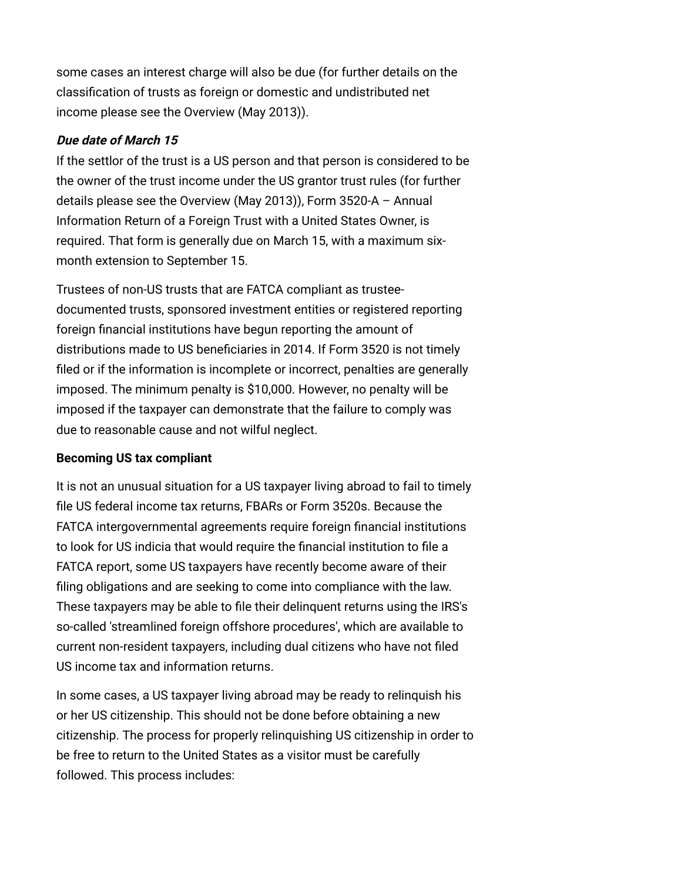some cases an interest charge will also be due (for further details on the classification of trusts as foreign or domestic and undistributed net income please see the Overview (May 2013)).

***Due date of March 15***

If the settlor of the trust is a US person and that person is considered to be the owner of the trust income under the US grantor trust rules (for further details please see the Overview (May 2013)), Form 3520-A – Annual Information Return of a Foreign Trust with a United States Owner, is required. That form is generally due on March 15, with a maximum six-month extension to September 15.

Trustees of non-US trusts that are FATCA compliant as trustee-documented trusts, sponsored investment entities or registered reporting foreign financial institutions have begun reporting the amount of distributions made to US beneficiaries in 2014. If Form 3520 is not timely filed or if the information is incomplete or incorrect, penalties are generally imposed. The minimum penalty is $10,000. However, no penalty will be imposed if the taxpayer can demonstrate that the failure to comply was due to reasonable cause and not wilful neglect.

**Becoming US tax compliant**

It is not an unusual situation for a US taxpayer living abroad to fail to timely file US federal income tax returns, FBARs or Form 3520s. Because the FATCA intergovernmental agreements require foreign financial institutions to look for US indicia that would require the financial institution to file a FATCA report, some US taxpayers have recently become aware of their filing obligations and are seeking to come into compliance with the law. These taxpayers may be able to file their delinquent returns using the IRS's so-called 'streamlined foreign offshore procedures', which are available to current non-resident taxpayers, including dual citizens who have not filed US income tax and information returns.

In some cases, a US taxpayer living abroad may be ready to relinquish his or her US citizenship. This should not be done before obtaining a new citizenship. The process for properly relinquishing US citizenship in order to be free to return to the United States as a visitor must be carefully followed. This process includes: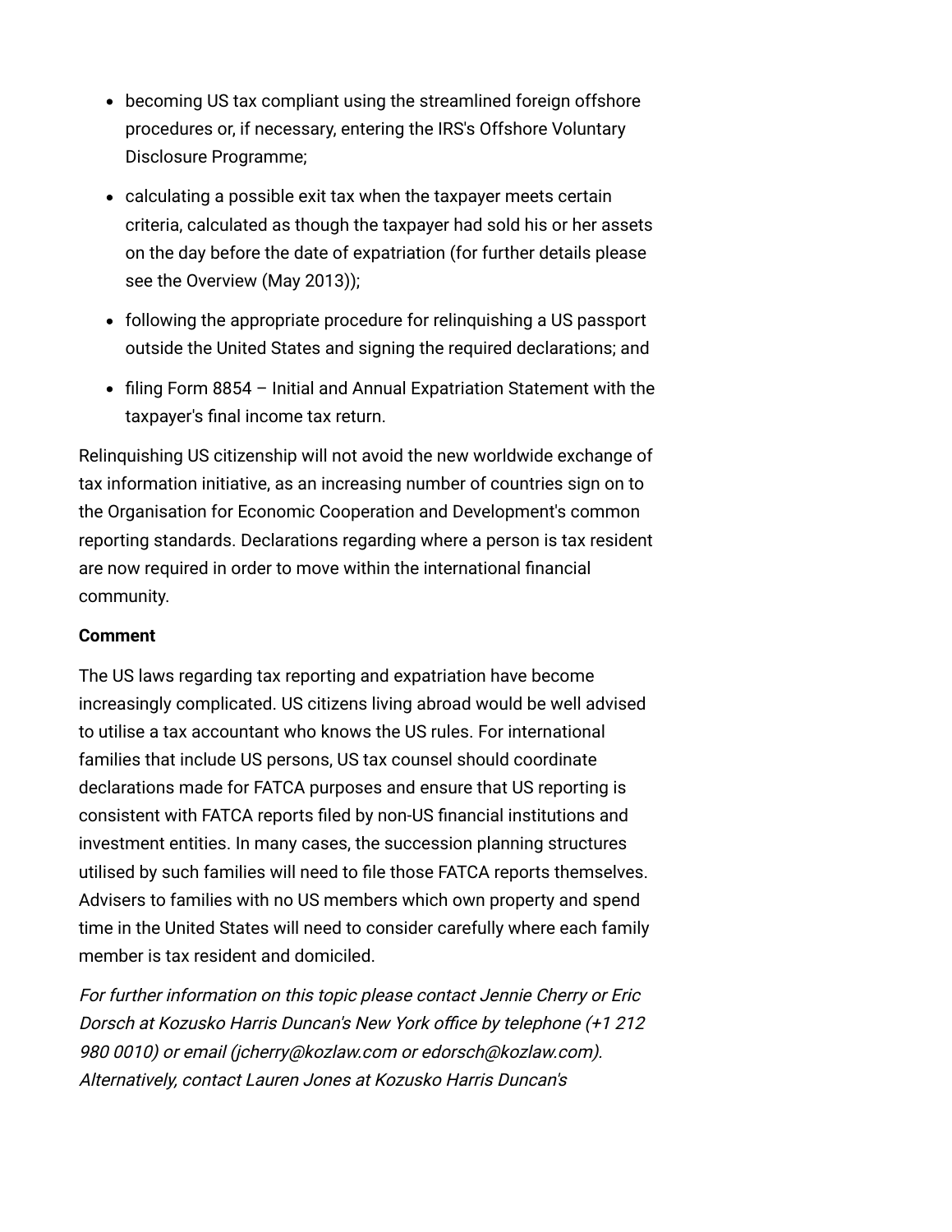- becoming US tax compliant using the streamlined foreign offshore procedures or, if necessary, entering the IRS's Offshore Voluntary Disclosure Programme;
- calculating a possible exit tax when the taxpayer meets certain criteria, calculated as though the taxpayer had sold his or her assets on the day before the date of expatriation (for further details please see the Overview (May 2013));
- following the appropriate procedure for relinquishing a US passport outside the United States and signing the required declarations; and
- filing Form 8854 – Initial and Annual Expatriation Statement with the taxpayer's final income tax return.

Relinquishing US citizenship will not avoid the new worldwide exchange of tax information initiative, as an increasing number of countries sign on to the Organisation for Economic Cooperation and Development's common reporting standards. Declarations regarding where a person is tax resident are now required in order to move within the international financial community.

**Comment**

The US laws regarding tax reporting and expatriation have become increasingly complicated. US citizens living abroad would be well advised to utilise a tax accountant who knows the US rules. For international families that include US persons, US tax counsel should coordinate declarations made for FATCA purposes and ensure that US reporting is consistent with FATCA reports filed by non-US financial institutions and investment entities. In many cases, the succession planning structures utilised by such families will need to file those FATCA reports themselves. Advisers to families with no US members which own property and spend time in the United States will need to consider carefully where each family member is tax resident and domiciled.

*For further information on this topic please contact Jennie Cherry or Eric Dorsch at Kozusko Harris Duncan's New York office by telephone (+1 212 980 0010) or email (jcherry@kozlaw.com or edorsch@kozlaw.com). Alternatively, contact Lauren Jones at Kozusko Harris Duncan's*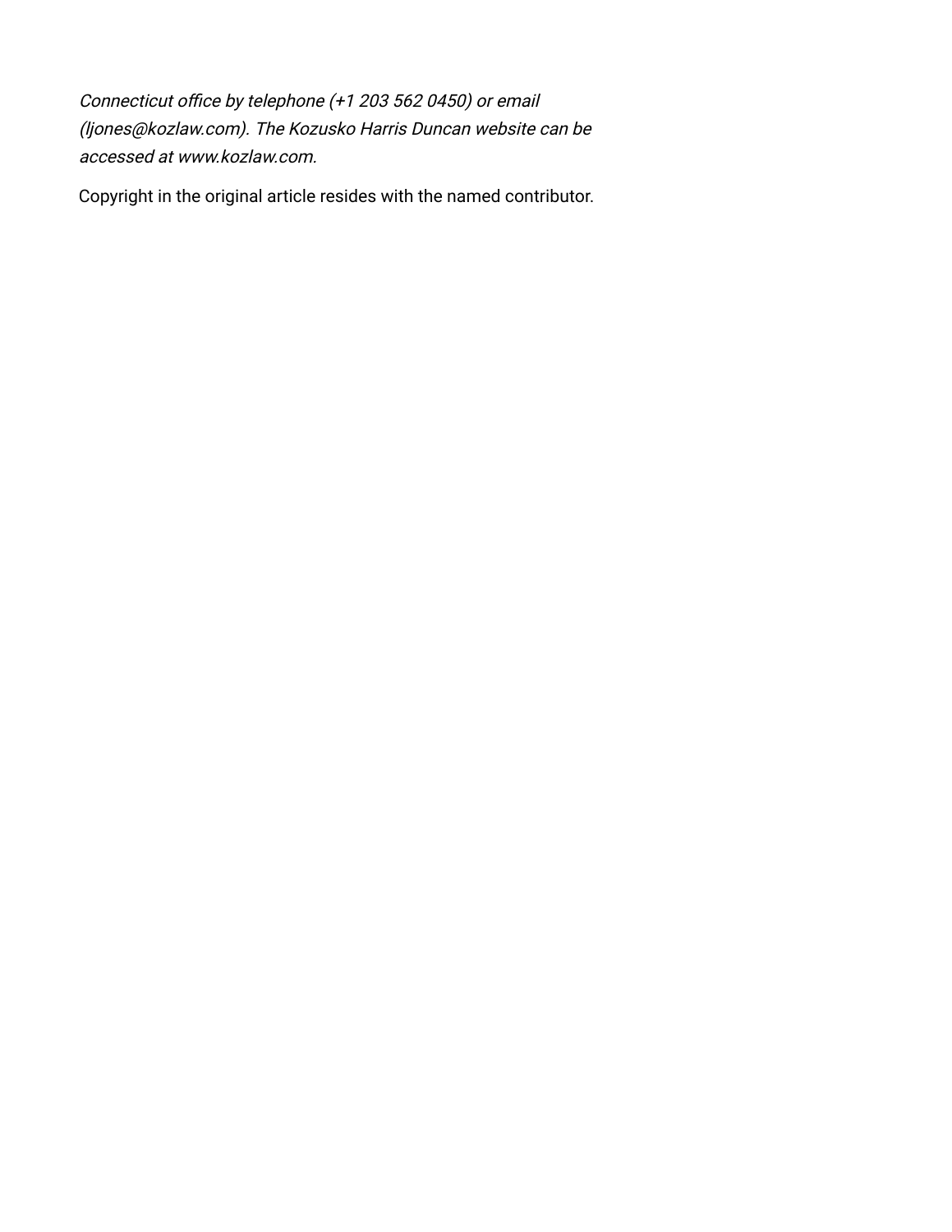*Connecticut office by telephone (+1 203 562 0450) or email (ljones@kozlaw.com). The Kozusko Harris Duncan website can be accessed at www.kozlaw.com.*

Copyright in the original article resides with the named contributor.